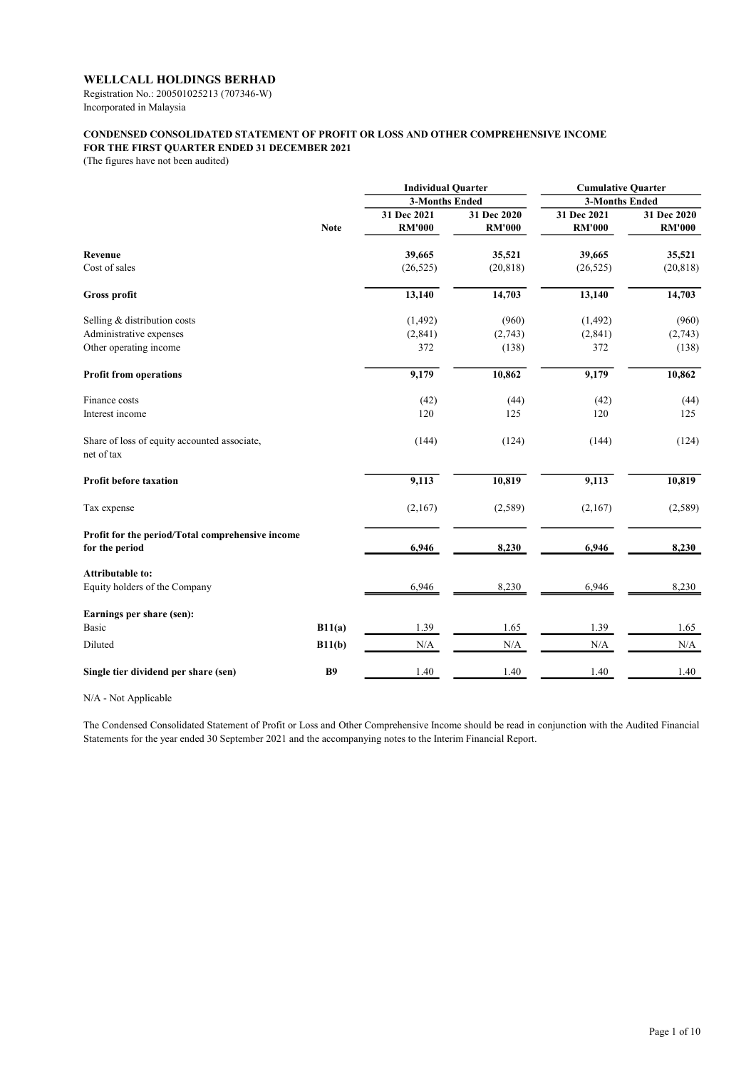**WELLCALL HOLDINGS BERHAD**
Registration No.: 200501025213 (707346-W)
Incorporated in Malaysia

**CONDENSED CONSOLIDATED STATEMENT OF PROFIT OR LOSS AND OTHER COMPREHENSIVE INCOME**
**FOR THE FIRST QUARTER ENDED 31 DECEMBER 2021**
(The figures have not been audited)

| | | Individual Quarter | | Cumulative Quarter | |
|---|---|---|---|---|---|
| | | 3-Months Ended | | 3-Months Ended | |
| | Note | 31 Dec 2021 RM'000 | 31 Dec 2020 RM'000 | 31 Dec 2021 RM'000 | 31 Dec 2020 RM'000 |
| **Revenue** | | **39,665** | **35,521** | **39,665** | **35,521** |
| Cost of sales | | (26,525) | (20,818) | (26,525) | (20,818) |
| **Gross profit** | | **13,140** | **14,703** | **13,140** | **14,703** |
| Selling & distribution costs | | (1,492) | (960) | (1,492) | (960) |
| Administrative expenses | | (2,841) | (2,743) | (2,841) | (2,743) |
| Other operating income | | 372 | (138) | 372 | (138) |
| **Profit from operations** | | **9,179** | **10,862** | **9,179** | **10,862** |
| Finance costs | | (42) | (44) | (42) | (44) |
| Interest income | | 120 | 125 | 120 | 125 |
| Share of loss of equity accounted associate, net of tax | | (144) | (124) | (144) | (124) |
| **Profit before taxation** | | **9,113** | **10,819** | **9,113** | **10,819** |
| Tax expense | | (2,167) | (2,589) | (2,167) | (2,589) |
| **Profit for the period/Total comprehensive income for the period** | | **6,946** | **8,230** | **6,946** | **8,230** |
| **Attributable to:** | | | | | |
| Equity holders of the Company | | 6,946 | 8,230 | 6,946 | 8,230 |
| **Earnings per share (sen):** | | | | | |
| Basic | **B11(a)** | 1.39 | 1.65 | 1.39 | 1.65 |
| Diluted | **B11(b)** | N/A | N/A | N/A | N/A |
| **Single tier dividend per share (sen)** | **B9** | 1.40 | 1.40 | 1.40 | 1.40 |

N/A - Not Applicable

The Condensed Consolidated Statement of Profit or Loss and Other Comprehensive Income should be read in conjunction with the Audited Financial Statements for the year ended 30 September 2021 and the accompanying notes to the Interim Financial Report.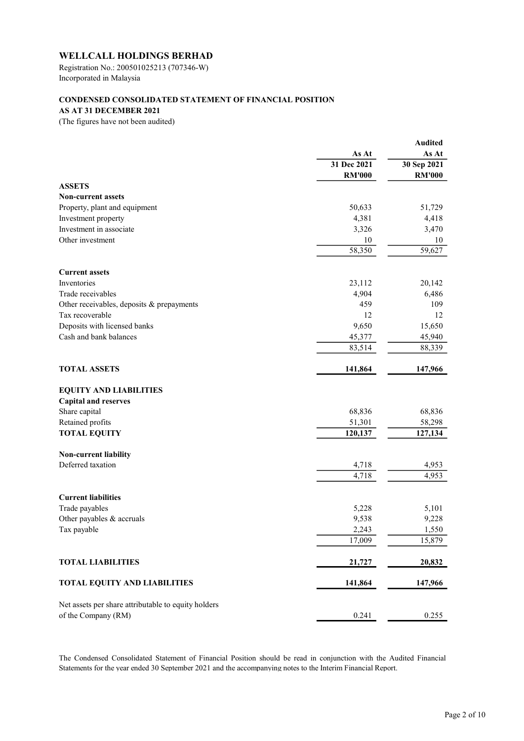# WELLCALL HOLDINGS BERHAD

Registration No.: 200501025213 (707346-W)
Incorporated in Malaysia

## CONDENSED CONSOLIDATED STATEMENT OF FINANCIAL POSITION
## AS AT 31 DECEMBER 2021

(The figures have not been audited)

| | As At 31 Dec 2021 RM'000 | Audited As At 30 Sep 2021 RM'000 |
|---|---|---|
| **ASSETS** | | |
| **Non-current assets** | | |
| Property, plant and equipment | 50,633 | 51,729 |
| Investment property | 4,381 | 4,418 |
| Investment in associate | 3,326 | 3,470 |
| Other investment | 10 | 10 |
| | 58,350 | 59,627 |
| **Current assets** | | |
| Inventories | 23,112 | 20,142 |
| Trade receivables | 4,904 | 6,486 |
| Other receivables, deposits & prepayments | 459 | 109 |
| Tax recoverable | 12 | 12 |
| Deposits with licensed banks | 9,650 | 15,650 |
| Cash and bank balances | 45,377 | 45,940 |
| | 83,514 | 88,339 |
| **TOTAL ASSETS** | **141,864** | **147,966** |
| **EQUITY AND LIABILITIES** | | |
| **Capital and reserves** | | |
| Share capital | 68,836 | 68,836 |
| Retained profits | 51,301 | 58,298 |
| **TOTAL EQUITY** | **120,137** | **127,134** |
| **Non-current liability** | | |
| Deferred taxation | 4,718 | 4,953 |
| | 4,718 | 4,953 |
| **Current liabilities** | | |
| Trade payables | 5,228 | 5,101 |
| Other payables & accruals | 9,538 | 9,228 |
| Tax payable | 2,243 | 1,550 |
| | 17,009 | 15,879 |
| **TOTAL LIABILITIES** | **21,727** | **20,832** |
| **TOTAL EQUITY AND LIABILITIES** | **141,864** | **147,966** |
| Net assets per share attributable to equity holders of the Company (RM) | 0.241 | 0.255 |

The Condensed Consolidated Statement of Financial Position should be read in conjunction with the Audited Financial Statements for the year ended 30 September 2021 and the accompanying notes to the Interim Financial Report.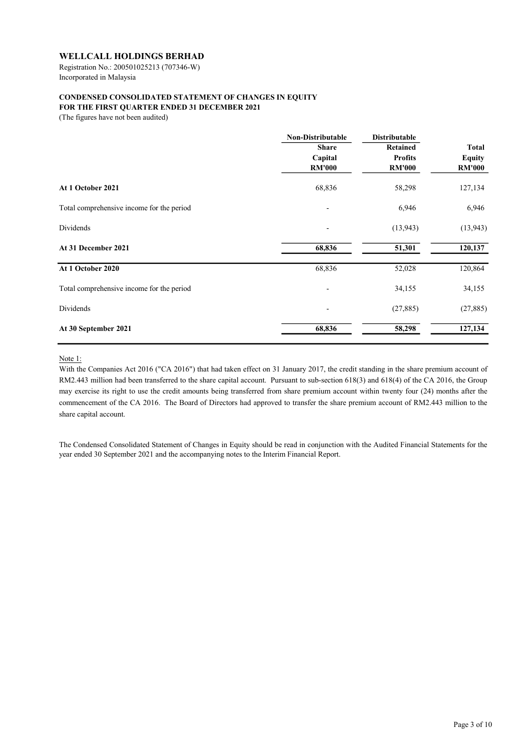# WELLCALL HOLDINGS BERHAD

Registration No.: 200501025213 (707346-W)
Incorporated in Malaysia

## CONDENSED CONSOLIDATED STATEMENT OF CHANGES IN EQUITY
## FOR THE FIRST QUARTER ENDED 31 DECEMBER 2021

(The figures have not been audited)

| | Non-Distributable | Distributable | |
|---|---|---|---|
| | Share Capital RM'000 | Retained Profits RM'000 | Total Equity RM'000 |
| **At 1 October 2021** | 68,836 | 58,298 | 127,134 |
| Total comprehensive income for the period | - | 6,946 | 6,946 |
| Dividends | - | (13,943) | (13,943) |
| **At 31 December 2021** | **68,836** | **51,301** | **120,137** |
| **At 1 October 2020** | 68,836 | 52,028 | 120,864 |
| Total comprehensive income for the period | - | 34,155 | 34,155 |
| Dividends | - | (27,885) | (27,885) |
| **At 30 September 2021** | **68,836** | **58,298** | **127,134** |

Note 1:

With the Companies Act 2016 ("CA 2016") that had taken effect on 31 January 2017, the credit standing in the share premium account of RM2.443 million had been transferred to the share capital account. Pursuant to sub-section 618(3) and 618(4) of the CA 2016, the Group may exercise its right to use the credit amounts being transferred from share premium account within twenty four (24) months after the commencement of the CA 2016. The Board of Directors had approved to transfer the share premium account of RM2.443 million to the share capital account.

The Condensed Consolidated Statement of Changes in Equity should be read in conjunction with the Audited Financial Statements for the year ended 30 September 2021 and the accompanying notes to the Interim Financial Report.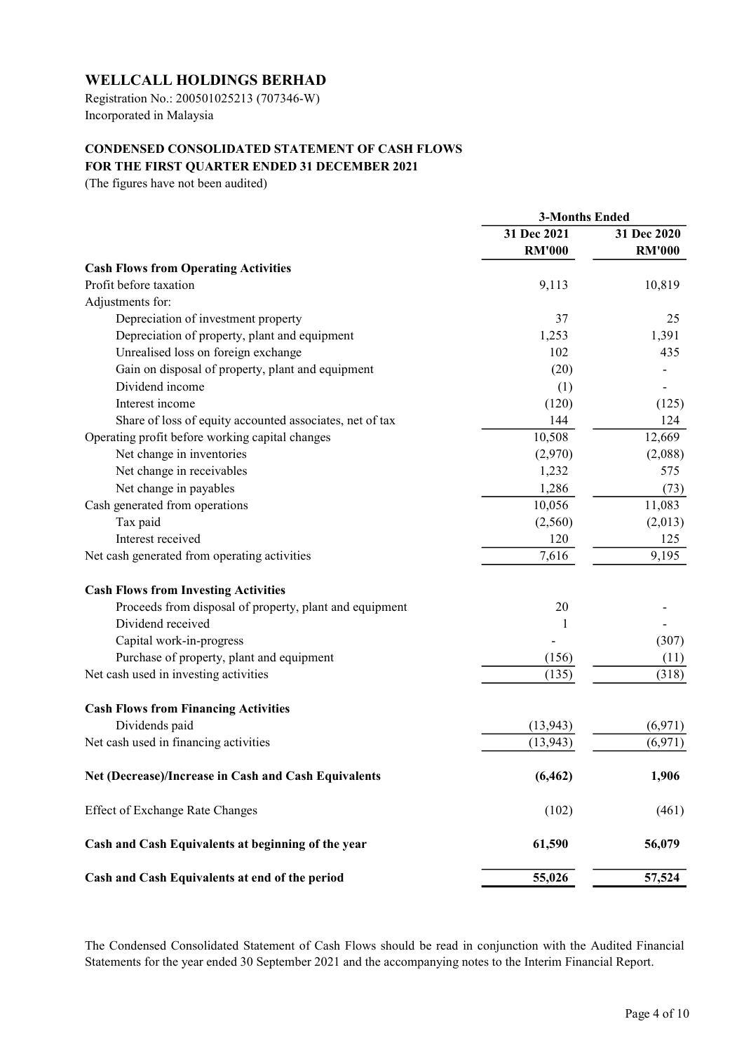# WELLCALL HOLDINGS BERHAD

Registration No.: 200501025213 (707346-W)
Incorporated in Malaysia

## CONDENSED CONSOLIDATED STATEMENT OF CASH FLOWS
## FOR THE FIRST QUARTER ENDED 31 DECEMBER 2021

(The figures have not been audited)

| | 3-Months Ended | |
|---|---|---|
| | 31 Dec 2021 | 31 Dec 2020 |
| | RM'000 | RM'000 |
| **Cash Flows from Operating Activities** | | |
| Profit before taxation | 9,113 | 10,819 |
| Adjustments for: | | |
| Depreciation of investment property | 37 | 25 |
| Depreciation of property, plant and equipment | 1,253 | 1,391 |
| Unrealised loss on foreign exchange | 102 | 435 |
| Gain on disposal of property, plant and equipment | (20) | - |
| Dividend income | (1) | - |
| Interest income | (120) | (125) |
| Share of loss of equity accounted associates, net of tax | 144 | 124 |
| Operating profit before working capital changes | 10,508 | 12,669 |
| Net change in inventories | (2,970) | (2,088) |
| Net change in receivables | 1,232 | 575 |
| Net change in payables | 1,286 | (73) |
| Cash generated from operations | 10,056 | 11,083 |
| Tax paid | (2,560) | (2,013) |
| Interest received | 120 | 125 |
| Net cash generated from operating activities | 7,616 | 9,195 |
| **Cash Flows from Investing Activities** | | |
| Proceeds from disposal of property, plant and equipment | 20 | - |
| Dividend received | 1 | - |
| Capital work-in-progress | - | (307) |
| Purchase of property, plant and equipment | (156) | (11) |
| Net cash used in investing activities | (135) | (318) |
| **Cash Flows from Financing Activities** | | |
| Dividends paid | (13,943) | (6,971) |
| Net cash used in financing activities | (13,943) | (6,971) |
| **Net (Decrease)/Increase in Cash and Cash Equivalents** | **(6,462)** | **1,906** |
| Effect of Exchange Rate Changes | (102) | (461) |
| **Cash and Cash Equivalents at beginning of the year** | **61,590** | **56,079** |
| **Cash and Cash Equivalents at end of the period** | **55,026** | **57,524** |

The Condensed Consolidated Statement of Cash Flows should be read in conjunction with the Audited Financial Statements for the year ended 30 September 2021 and the accompanying notes to the Interim Financial Report.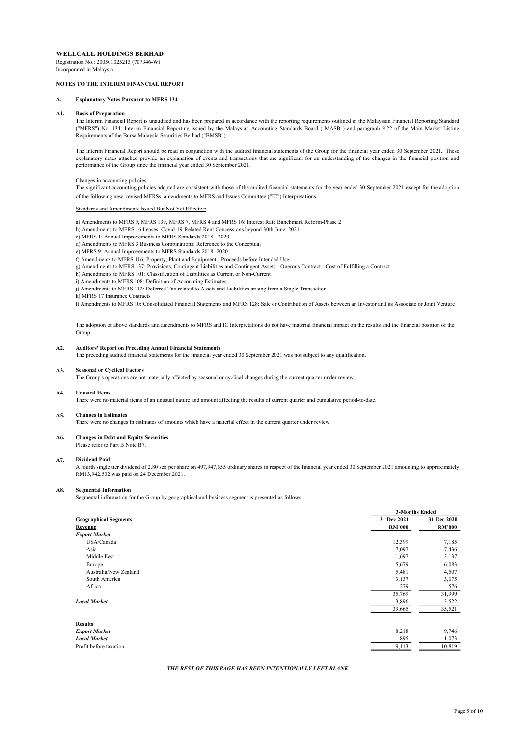**WELLCALL HOLDINGS BERHAD**

Registration No.: 200501025213 (707346-W)
Incorporated in Malaysia

**NOTES TO THE INTERIM FINANCIAL REPORT**

## A. Explanatory Notes Pursuant to MFRS 134

### A1. Basis of Preparation

The Interim Financial Report is unaudited and has been prepared in accordance with the reporting requirements outlined in the Malaysian Financial Reporting Standard ("MFRS") No. 134: Interim Financial Reporting issued by the Malaysian Accounting Standards Board ("MASB") and paragraph 9.22 of the Main Market Listing Requirements of the Bursa Malaysia Securities Berhad ("BMSB").

The Interim Financial Report should be read in conjunction with the audited financial statements of the Group for the financial year ended 30 September 2021. These explanatory notes attached provide an explanation of events and transactions that are significant for an understanding of the changes in the financial position and performance of the Group since the financial year ended 30 September 2021.

Changes in accounting policies

The significant accounting policies adopted are consistent with those of the audited financial statements for the year ended 30 September 2021 except for the adoption of the following new, revised MFRSs, amendments to MFRS and Issues Committee ("IC") Interpretations:

Standards and Amendments Issued But Not Yet Effective

a) Amendments to MFRS 9, MFRS 139, MFRS 7, MFRS 4 and MFRS 16: Interest Rate Banchmark Reform-Phase 2
b) Amendments to MFRS 16 Leases: Covid-19-Related Rent Concessions beyond 30th June, 2021
c) MFRS 1: Annual Improvements to MFRS Standards 2018 - 2020
d) Amendments to MFRS 3 Business Combinations: Reference to the Conceptual
e) MFRS 9: Annual Improvements to MFRS Standards 2018 -2020
f) Amendments to MFRS 116: Property, Plant and Equipment - Proceeds before Intended Use
g) Amendments to MFRS 137: Provisions, Contingent Liabilities and Contingent Assets - Onerous Contract - Cost of Fulfilling a Contract
h) Amendments to MFRS 101: Classification of Liabilities as Current or Non-Current
i) Amendments to MFRS 108: Definition of Accounting Estimates
j) Amendments to MFRS 112: Deferred Tax related to Assets and Liabilities arising from a Single Transaction
k) MFRS 17 Insurance Contracts
l) Amendments to MFRS 10: Consolidated Financial Statements and MFRS 128: Sale or Contribution of Assets between an Investor and its Associate or Joint Venture

The adoption of above standards and amendments to MFRS and IC Interpretations do not have material financial impact on the results and the financial position of the Group.

### A2. Auditors' Report on Preceding Annual Financial Statements

The preceding audited financial statements for the financial year ended 30 September 2021 was not subject to any qualification.

### A3. Seasonal or Cyclical Factors

The Group's operations are not materially affected by seasonal or cyclical changes during the current quarter under review.

### A4. Unusual Items

There were no material items of an unusual nature and amount affecting the results of current quarter and cumulative period-to-date.

### A5. Changes in Estimates

There were no changes in estimates of amounts which have a material effect in the current quarter under review.

### A6. Changes in Debt and Equity Securities

Please refer to Part B Note B7.

### A7. Dividend Paid

A fourth single tier dividend of 2.80 sen per share on 497,947,555 ordinary shares in respect of the financial year ended 30 September 2021 amounting to approximately RM13,942,532 was paid on 24 December 2021.

### A8. Segmental Information

Segmental information for the Group by geographical and business segment is presented as follows:

| | 3-Months Ended | |
|---|---|---|
| **Geographical Segments** | **31 Dec 2021** | **31 Dec 2020** |
| **Revenue** | **RM'000** | **RM'000** |
| ***Export Market*** | | |
| USA/Canada | 12,399 | 7,185 |
| Asia | 7,097 | 7,436 |
| Middle East | 1,697 | 3,137 |
| Europe | 5,679 | 6,083 |
| Australia/New Zealand | 5,481 | 4,507 |
| South America | 3,137 | 3,075 |
| Africa | 279 | 576 |
| | 35,769 | 31,999 |
| ***Local Market*** | 3,896 | 3,522 |
| | 39,665 | 35,521 |
| | | |
| **Results** | | |
| ***Export Market*** | 8,218 | 9,746 |
| ***Local Market*** | 895 | 1,073 |
| Profit before taxation | 9,113 | 10,819 |

***THE REST OF THIS PAGE HAS BEEN INTENTIONALLY LEFT BLANK***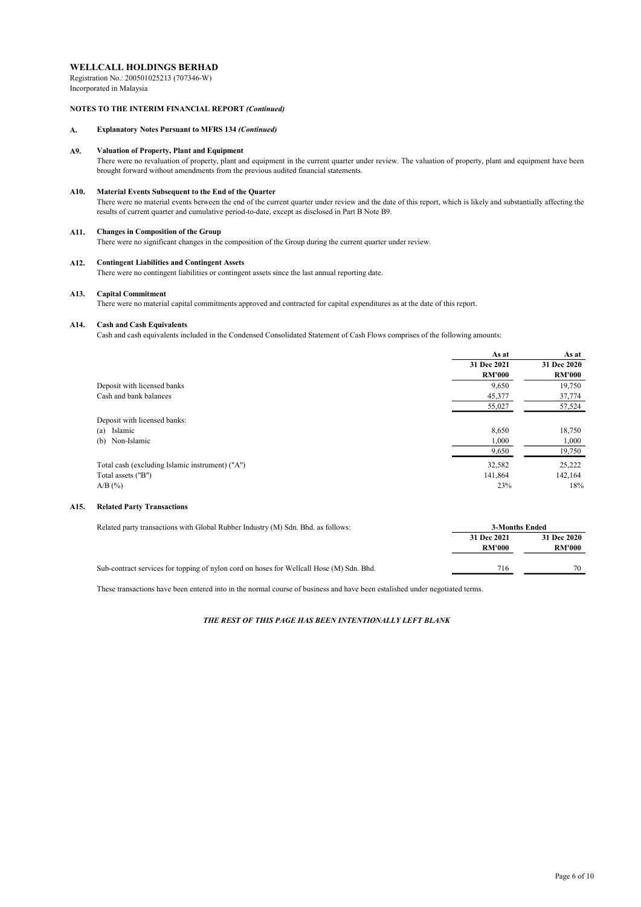**WELLCALL HOLDINGS BERHAD**
Registration No.: 200501025213 (707346-W)
Incorporated in Malaysia

**NOTES TO THE INTERIM FINANCIAL REPORT *(Continued)***

**A. Explanatory Notes Pursuant to MFRS 134 *(Continued)***

**A9. Valuation of Property, Plant and Equipment**

There were no revaluation of property, plant and equipment in the current quarter under review. The valuation of property, plant and equipment have been brought forward without amendments from the previous audited financial statements.

**A10. Material Events Subsequent to the End of the Quarter**

There were no material events between the end of the current quarter under review and the date of this report, which is likely and substantially affecting the results of current quarter and cumulative period-to-date, except as disclosed in Part B Note B9.

**A11. Changes in Composition of the Group**

There were no significant changes in the composition of the Group during the current quarter under review.

**A12. Contingent Liabilities and Contingent Assets**

There were no contingent liabilities or contingent assets since the last annual reporting date.

**A13. Capital Commitment**

There were no material capital commitments approved and contracted for capital expenditures as at the date of this report.

**A14. Cash and Cash Equivalents**

Cash and cash equivalents included in the Condensed Consolidated Statement of Cash Flows comprises of the following amounts:

| | As at 31 Dec 2021 RM'000 | As at 31 Dec 2020 RM'000 |
|---|---|---|
| Deposit with licensed banks | 9,650 | 19,750 |
| Cash and bank balances | 45,377 | 37,774 |
| | 55,027 | 57,524 |
| Deposit with licensed banks: | | |
| (a) Islamic | 8,650 | 18,750 |
| (b) Non-Islamic | 1,000 | 1,000 |
| | 9,650 | 19,750 |
| Total cash (excluding Islamic instrument) ("A") | 32,582 | 25,222 |
| Total assets ("B") | 141,864 | 142,164 |
| A/B (%) | 23% | 18% |

**A15. Related Party Transactions**

| Related party transactions with Global Rubber Industry (M) Sdn. Bhd. as follows: | 3-Months Ended 31 Dec 2021 RM'000 | 3-Months Ended 31 Dec 2020 RM'000 |
|---|---|---|
| Sub-contract services for topping of nylon cord on hoses for Wellcall Hose (M) Sdn. Bhd. | 716 | 70 |

These transactions have been entered into in the normal course of business and have been estalished under negotiated terms.

***THE REST OF THIS PAGE HAS BEEN INTENTIONALLY LEFT BLANK***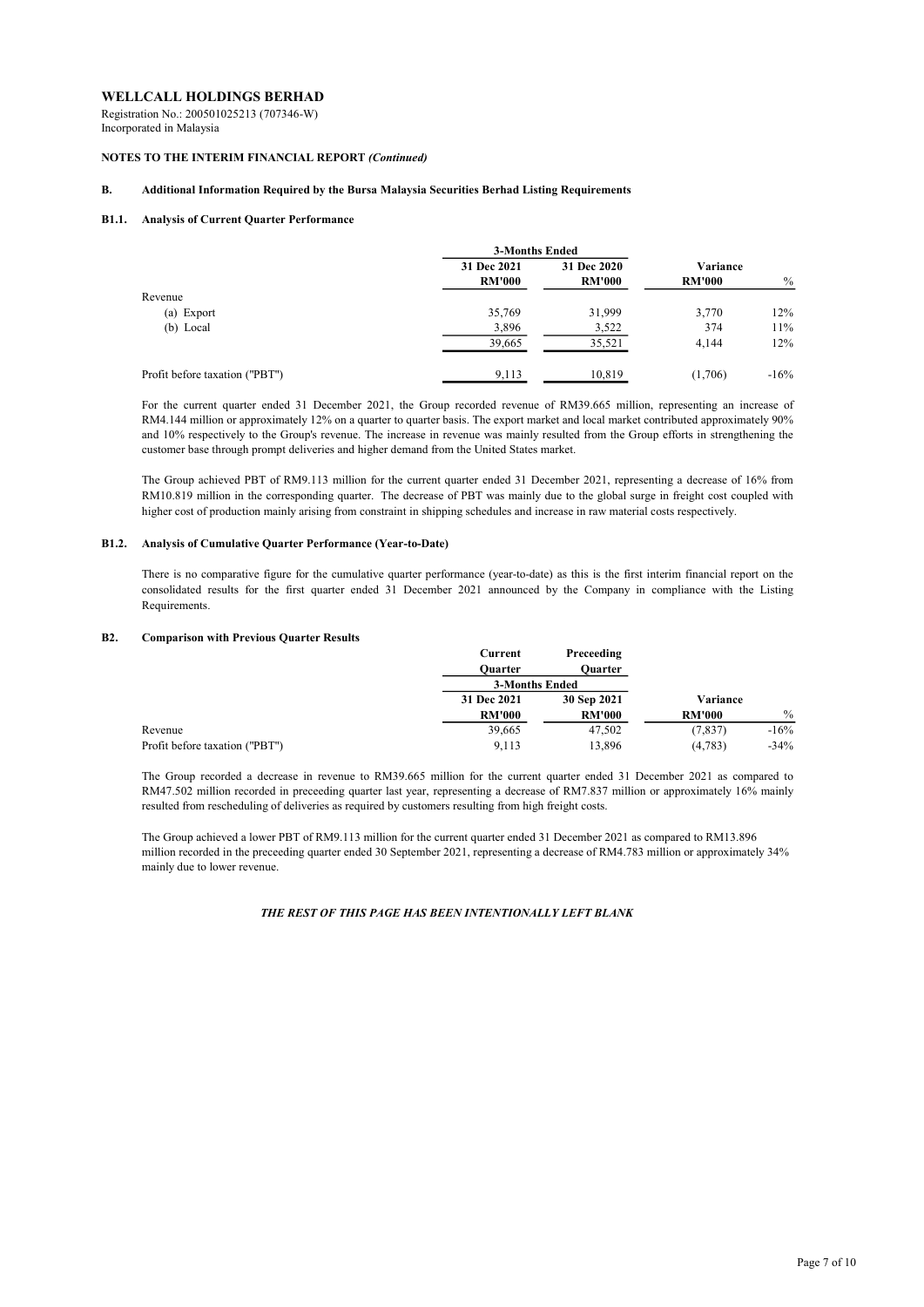**WELLCALL HOLDINGS BERHAD**
Registration No.: 200501025213 (707346-W)
Incorporated in Malaysia

**NOTES TO THE INTERIM FINANCIAL REPORT** ***(Continued)***

## B. Additional Information Required by the Bursa Malaysia Securities Berhad Listing Requirements

### B1.1. Analysis of Current Quarter Performance

| | 3-Months Ended | | Variance | |
|---|---|---|---|---|
| | 31 Dec 2021 | 31 Dec 2020 | | |
| | RM'000 | RM'000 | RM'000 | % |
| Revenue | | | | |
| (a) Export | 35,769 | 31,999 | 3,770 | 12% |
| (b) Local | 3,896 | 3,522 | 374 | 11% |
| | 39,665 | 35,521 | 4,144 | 12% |
| Profit before taxation ("PBT") | 9,113 | 10,819 | (1,706) | -16% |

For the current quarter ended 31 December 2021, the Group recorded revenue of RM39.665 million, representing an increase of RM4.144 million or approximately 12% on a quarter to quarter basis. The export market and local market contributed approximately 90% and 10% respectively to the Group's revenue. The increase in revenue was mainly resulted from the Group efforts in strengthening the customer base through prompt deliveries and higher demand from the United States market.

The Group achieved PBT of RM9.113 million for the current quarter ended 31 December 2021, representing a decrease of 16% from RM10.819 million in the corresponding quarter. The decrease of PBT was mainly due to the global surge in freight cost coupled with higher cost of production mainly arising from constraint in shipping schedules and increase in raw material costs respectively.

### B1.2. Analysis of Cumulative Quarter Performance (Year-to-Date)

There is no comparative figure for the cumulative quarter performance (year-to-date) as this is the first interim financial report on the consolidated results for the first quarter ended 31 December 2021 announced by the Company in compliance with the Listing Requirements.

### B2. Comparison with Previous Quarter Results

| | Current Quarter | Preceeding Quarter | Variance | |
|---|---|---|---|---|
| | 3-Months Ended | | | |
| | 31 Dec 2021 | 30 Sep 2021 | | |
| | RM'000 | RM'000 | RM'000 | % |
| Revenue | 39,665 | 47,502 | (7,837) | -16% |
| Profit before taxation ("PBT") | 9,113 | 13,896 | (4,783) | -34% |

The Group recorded a decrease in revenue to RM39.665 million for the current quarter ended 31 December 2021 as compared to RM47.502 million recorded in preceeding quarter last year, representing a decrease of RM7.837 million or approximately 16% mainly resulted from rescheduling of deliveries as required by customers resulting from high freight costs.

The Group achieved a lower PBT of RM9.113 million for the current quarter ended 31 December 2021 as compared to RM13.896 million recorded in the preceeding quarter ended 30 September 2021, representing a decrease of RM4.783 million or approximately 34% mainly due to lower revenue.

***THE REST OF THIS PAGE HAS BEEN INTENTIONALLY LEFT BLANK***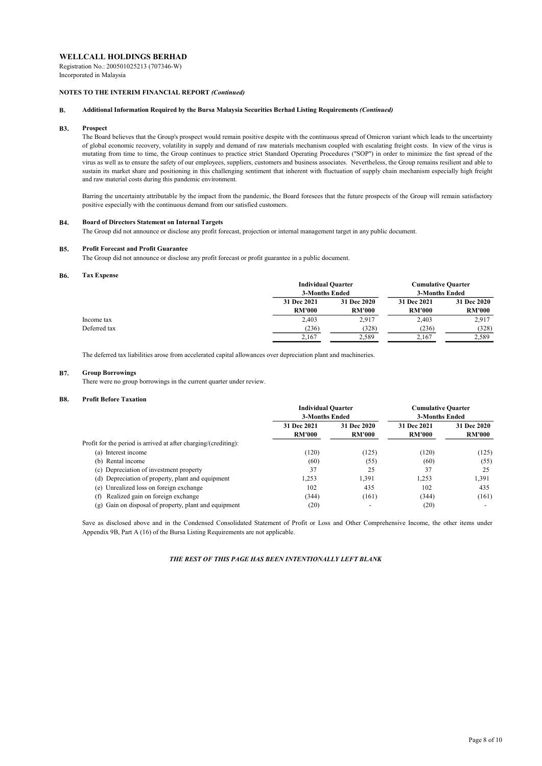**WELLCALL HOLDINGS BERHAD**
Registration No.: 200501025213 (707346-W)
Incorporated in Malaysia

**NOTES TO THE INTERIM FINANCIAL REPORT *(Continued)***

**B. Additional Information Required by the Bursa Malaysia Securities Berhad Listing Requirements *(Continued)***

**B3. Prospect**

The Board believes that the Group's prospect would remain positive despite with the continuous spread of Omicron variant which leads to the uncertainty of global economic recovery, volatility in supply and demand of raw materials mechanism coupled with escalating freight costs. In view of the virus is mutating from time to time, the Group continues to practice strict Standard Operating Procedures ("SOP") in order to minimize the fast spread of the virus as well as to ensure the safety of our employees, suppliers, customers and business associates. Nevertheless, the Group remains resilient and able to sustain its market share and positioning in this challenging sentiment that inherent with fluctuation of supply chain mechanism especially high freight and raw material costs during this pandemic environment.

Barring the uncertainty attributable by the impact from the pandemic, the Board foresees that the future prospects of the Group will remain satisfactory positive especially with the continuous demand from our satisfied customers.

**B4. Board of Directors Statement on Internal Targets**

The Group did not announce or disclose any profit forecast, projection or internal management target in any public document.

**B5. Profit Forecast and Profit Guarantee**

The Group did not announce or disclose any profit forecast or profit guarantee in a public document.

**B6. Tax Expense**

| | Individual Quarter 3-Months Ended | | Cumulative Quarter 3-Months Ended | |
|---|---|---|---|---|
| | 31 Dec 2021 RM'000 | 31 Dec 2020 RM'000 | 31 Dec 2021 RM'000 | 31 Dec 2020 RM'000 |
| Income tax | 2,403 | 2,917 | 2,403 | 2,917 |
| Deferred tax | (236) | (328) | (236) | (328) |
| | 2,167 | 2,589 | 2,167 | 2,589 |

The deferred tax liabilities arose from accelerated capital allowances over depreciation plant and machineries.

**B7. Group Borrowings**

There were no group borrowings in the current quarter under review.

**B8. Profit Before Taxation**

| | Individual Quarter 3-Months Ended | | Cumulative Quarter 3-Months Ended | |
|---|---|---|---|---|
| | 31 Dec 2021 RM'000 | 31 Dec 2020 RM'000 | 31 Dec 2021 RM'000 | 31 Dec 2020 RM'000 |
| Profit for the period is arrived at after charging/(crediting): | | | | |
| (a) Interest income | (120) | (125) | (120) | (125) |
| (b) Rental income | (60) | (55) | (60) | (55) |
| (c) Depreciation of investment property | 37 | 25 | 37 | 25 |
| (d) Depreciation of property, plant and equipment | 1,253 | 1,391 | 1,253 | 1,391 |
| (e) Unrealized loss on foreign exchange | 102 | 435 | 102 | 435 |
| (f) Realized gain on foreign exchange | (344) | (161) | (344) | (161) |
| (g) Gain on disposal of property, plant and equipment | (20) | - | (20) | - |

Save as disclosed above and in the Condensed Consolidated Statement of Profit or Loss and Other Comprehensive Income, the other items under Appendix 9B, Part A (16) of the Bursa Listing Requirements are not applicable.

***THE REST OF THIS PAGE HAS BEEN INTENTIONALLY LEFT BLANK***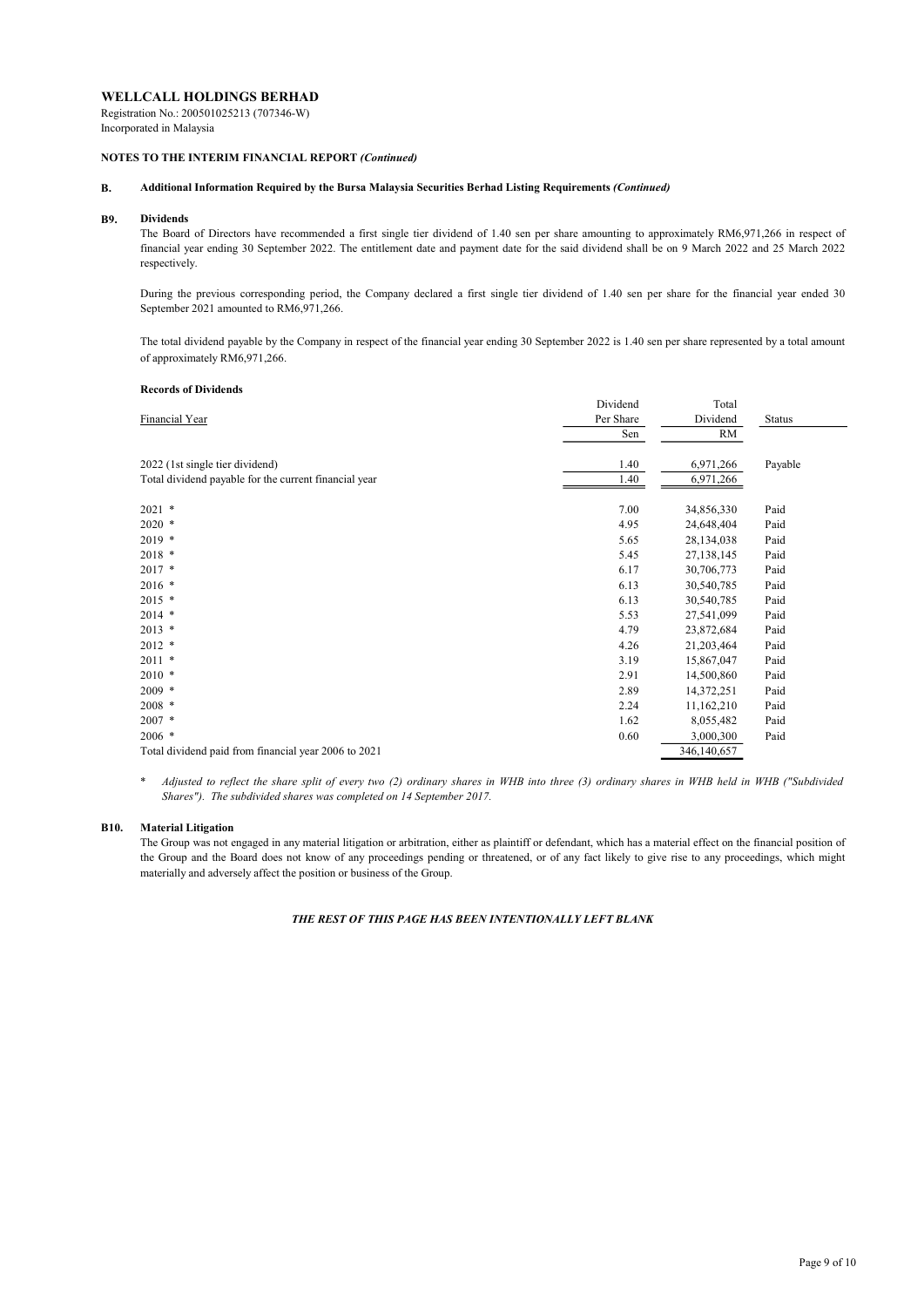**WELLCALL HOLDINGS BERHAD**

Registration No.: 200501025213 (707346-W)
Incorporated in Malaysia

**NOTES TO THE INTERIM FINANCIAL REPORT *(Continued)***

**B. Additional Information Required by the Bursa Malaysia Securities Berhad Listing Requirements *(Continued)***

**B9. Dividends**

The Board of Directors have recommended a first single tier dividend of 1.40 sen per share amounting to approximately RM6,971,266 in respect of financial year ending 30 September 2022. The entitlement date and payment date for the said dividend shall be on 9 March 2022 and 25 March 2022 respectively.

During the previous corresponding period, the Company declared a first single tier dividend of 1.40 sen per share for the financial year ended 30 September 2021 amounted to RM6,971,266.

The total dividend payable by the Company in respect of the financial year ending 30 September 2022 is 1.40 sen per share represented by a total amount of approximately RM6,971,266.

**Records of Dividends**

| Financial Year | Dividend Per Share | Total Dividend | Status |
|---|---|---|---|
| | Sen | RM | |
| 2022 (1st single tier dividend) | 1.40 | 6,971,266 | Payable |
| Total dividend payable for the current financial year | 1.40 | 6,971,266 | |
| 2021 * | 7.00 | 34,856,330 | Paid |
| 2020 * | 4.95 | 24,648,404 | Paid |
| 2019 * | 5.65 | 28,134,038 | Paid |
| 2018 * | 5.45 | 27,138,145 | Paid |
| 2017 * | 6.17 | 30,706,773 | Paid |
| 2016 * | 6.13 | 30,540,785 | Paid |
| 2015 * | 6.13 | 30,540,785 | Paid |
| 2014 * | 5.53 | 27,541,099 | Paid |
| 2013 * | 4.79 | 23,872,684 | Paid |
| 2012 * | 4.26 | 21,203,464 | Paid |
| 2011 * | 3.19 | 15,867,047 | Paid |
| 2010 * | 2.91 | 14,500,860 | Paid |
| 2009 * | 2.89 | 14,372,251 | Paid |
| 2008 * | 2.24 | 11,162,210 | Paid |
| 2007 * | 1.62 | 8,055,482 | Paid |
| 2006 * | 0.60 | 3,000,300 | Paid |
| Total dividend paid from financial year 2006 to 2021 | | 346,140,657 | |

\* *Adjusted to reflect the share split of every two (2) ordinary shares in WHB into three (3) ordinary shares in WHB held in WHB ("Subdivided Shares"). The subdivided shares was completed on 14 September 2017.*

**B10. Material Litigation**

The Group was not engaged in any material litigation or arbitration, either as plaintiff or defendant, which has a material effect on the financial position of the Group and the Board does not know of any proceedings pending or threatened, or of any fact likely to give rise to any proceedings, which might materially and adversely affect the position or business of the Group.

***THE REST OF THIS PAGE HAS BEEN INTENTIONALLY LEFT BLANK***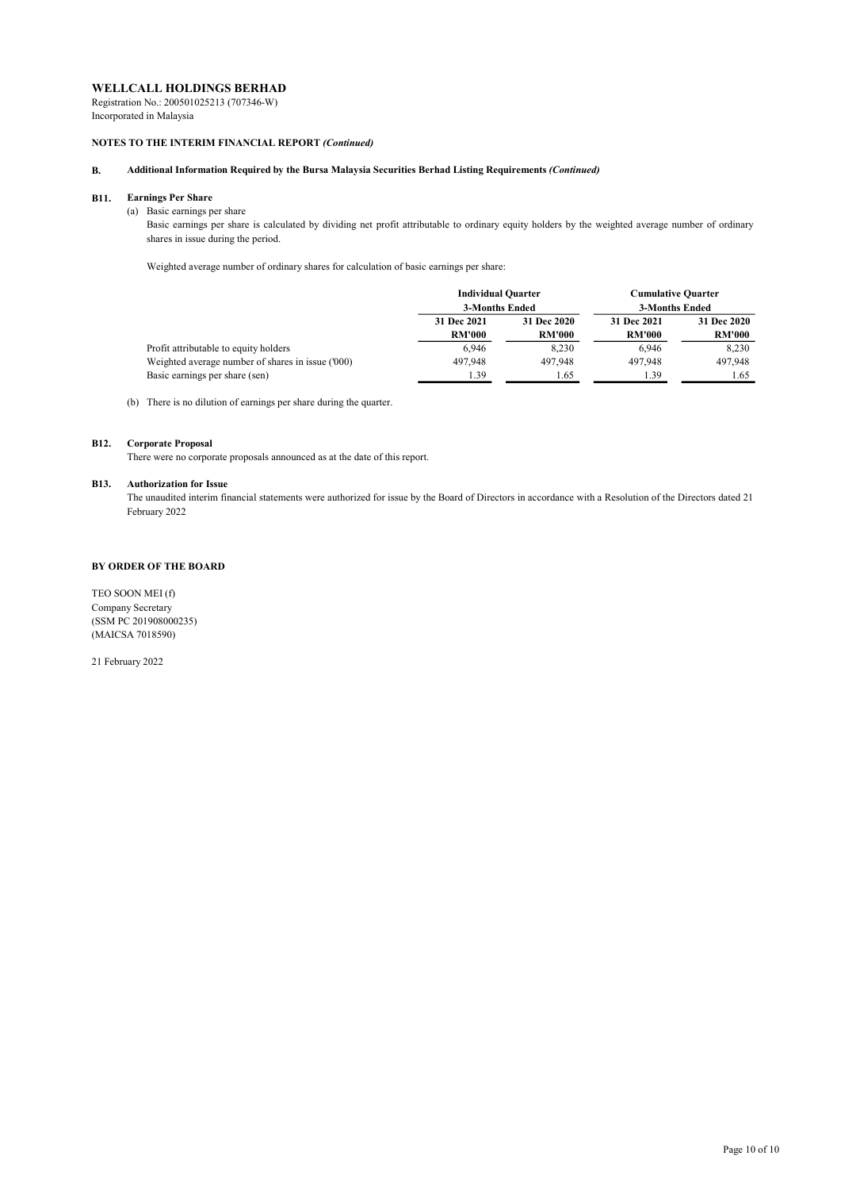# WELLCALL HOLDINGS BERHAD

Registration No.: 200501025213 (707346-W)
Incorporated in Malaysia

**NOTES TO THE INTERIM FINANCIAL REPORT *(Continued)***

**B. Additional Information Required by the Bursa Malaysia Securities Berhad Listing Requirements *(Continued)***

**B11. Earnings Per Share**

(a) Basic earnings per share

Basic earnings per share is calculated by dividing net profit attributable to ordinary equity holders by the weighted average number of ordinary shares in issue during the period.

Weighted average number of ordinary shares for calculation of basic earnings per share:

| | Individual Quarter 3-Months Ended | | Cumulative Quarter 3-Months Ended | |
|---|---|---|---|---|
| | **31 Dec 2021** | **31 Dec 2020** | **31 Dec 2021** | **31 Dec 2020** |
| | **RM'000** | **RM'000** | **RM'000** | **RM'000** |
| Profit attributable to equity holders | 6,946 | 8,230 | 6,946 | 8,230 |
| Weighted average number of shares in issue ('000) | 497,948 | 497,948 | 497,948 | 497,948 |
| Basic earnings per share (sen) | 1.39 | 1.65 | 1.39 | 1.65 |

(b) There is no dilution of earnings per share during the quarter.

**B12. Corporate Proposal**

There were no corporate proposals announced as at the date of this report.

**B13. Authorization for Issue**

The unaudited interim financial statements were authorized for issue by the Board of Directors in accordance with a Resolution of the Directors dated 21 February 2022

**BY ORDER OF THE BOARD**

TEO SOON MEI (f)
Company Secretary
(SSM PC 201908000235)
(MAICSA 7018590)

21 February 2022